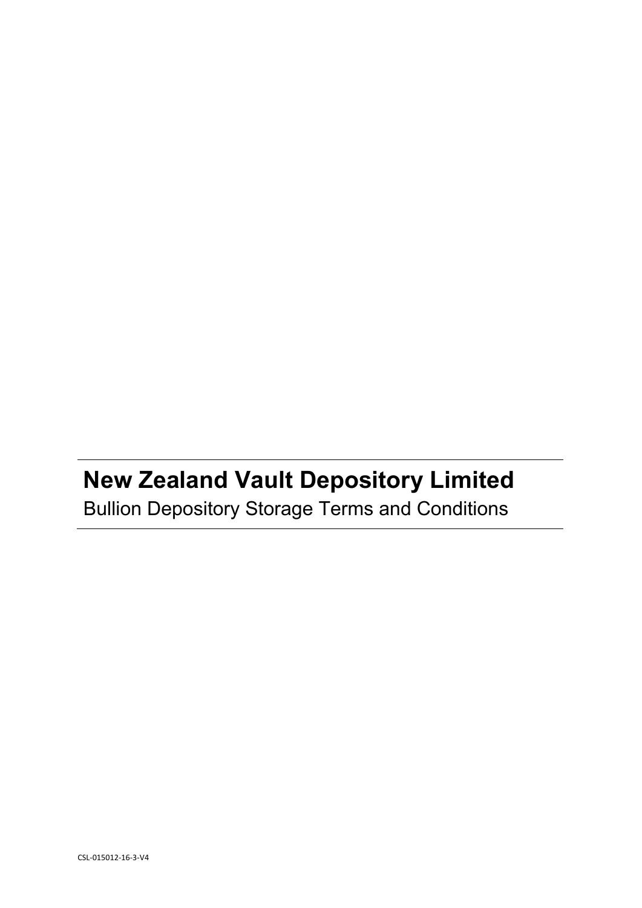# New Zealand Vault Depository Limited

Bullion Depository Storage Terms and Conditions

CSL-015012-16-3-V4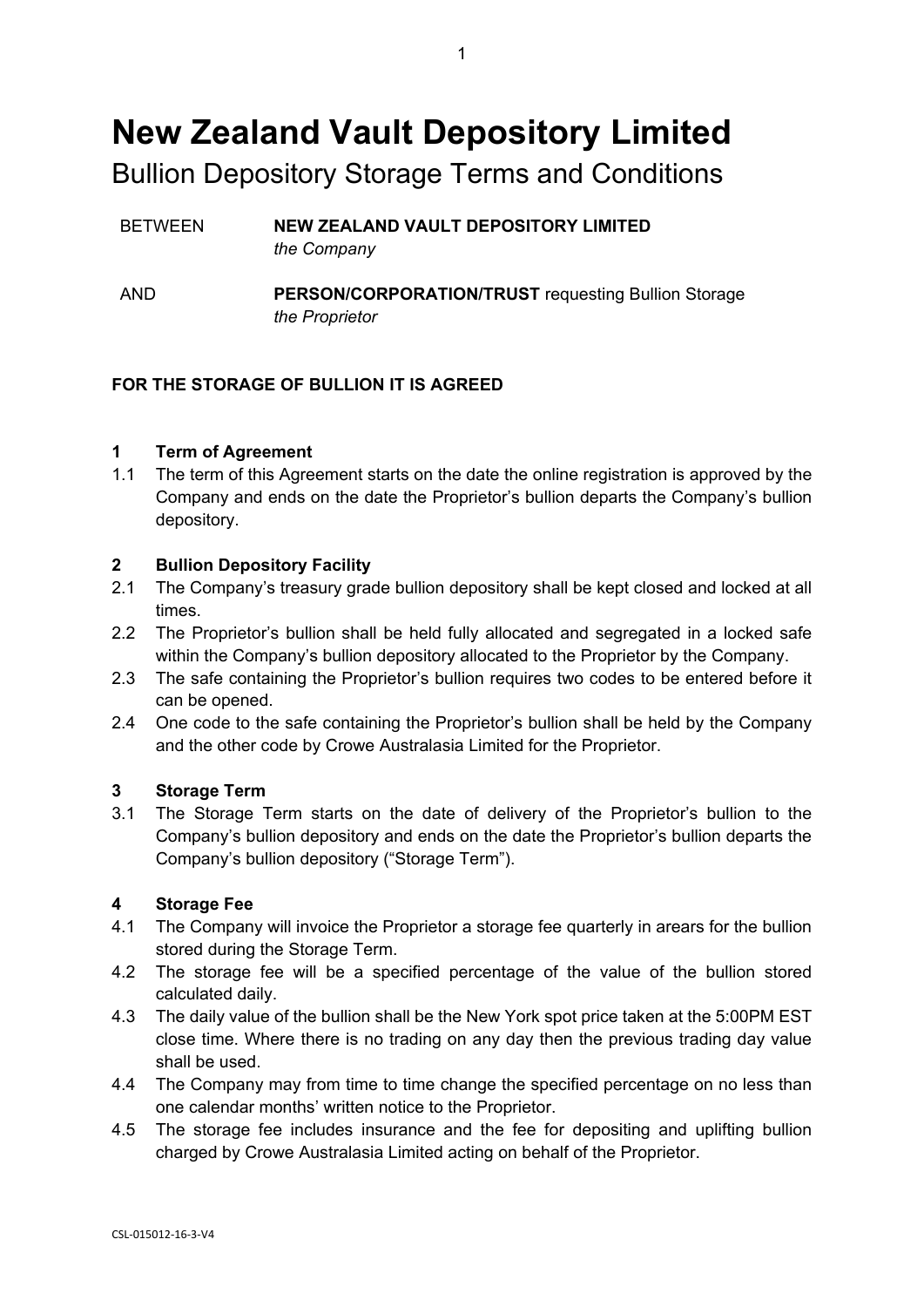# New Zealand Vault Depository Limited

Bullion Depository Storage Terms and Conditions

| | |
|---|---|
| BETWEEN | **NEW ZEALAND VAULT DEPOSITORY LIMITED** *the Company* |
| AND | **PERSON/CORPORATION/TRUST** requesting Bullion Storage *the Proprietor* |

**FOR THE STORAGE OF BULLION IT IS AGREED**

**1 Term of Agreement**

1.1 The term of this Agreement starts on the date the online registration is approved by the Company and ends on the date the Proprietor's bullion departs the Company's bullion depository.

**2 Bullion Depository Facility**

2.1 The Company's treasury grade bullion depository shall be kept closed and locked at all times.

2.2 The Proprietor's bullion shall be held fully allocated and segregated in a locked safe within the Company's bullion depository allocated to the Proprietor by the Company.

2.3 The safe containing the Proprietor's bullion requires two codes to be entered before it can be opened.

2.4 One code to the safe containing the Proprietor's bullion shall be held by the Company and the other code by Crowe Australasia Limited for the Proprietor.

**3 Storage Term**

3.1 The Storage Term starts on the date of delivery of the Proprietor's bullion to the Company's bullion depository and ends on the date the Proprietor's bullion departs the Company's bullion depository ("Storage Term").

**4 Storage Fee**

4.1 The Company will invoice the Proprietor a storage fee quarterly in arears for the bullion stored during the Storage Term.

4.2 The storage fee will be a specified percentage of the value of the bullion stored calculated daily.

4.3 The daily value of the bullion shall be the New York spot price taken at the 5:00PM EST close time. Where there is no trading on any day then the previous trading day value shall be used.

4.4 The Company may from time to time change the specified percentage on no less than one calendar months' written notice to the Proprietor.

4.5 The storage fee includes insurance and the fee for depositing and uplifting bullion charged by Crowe Australasia Limited acting on behalf of the Proprietor.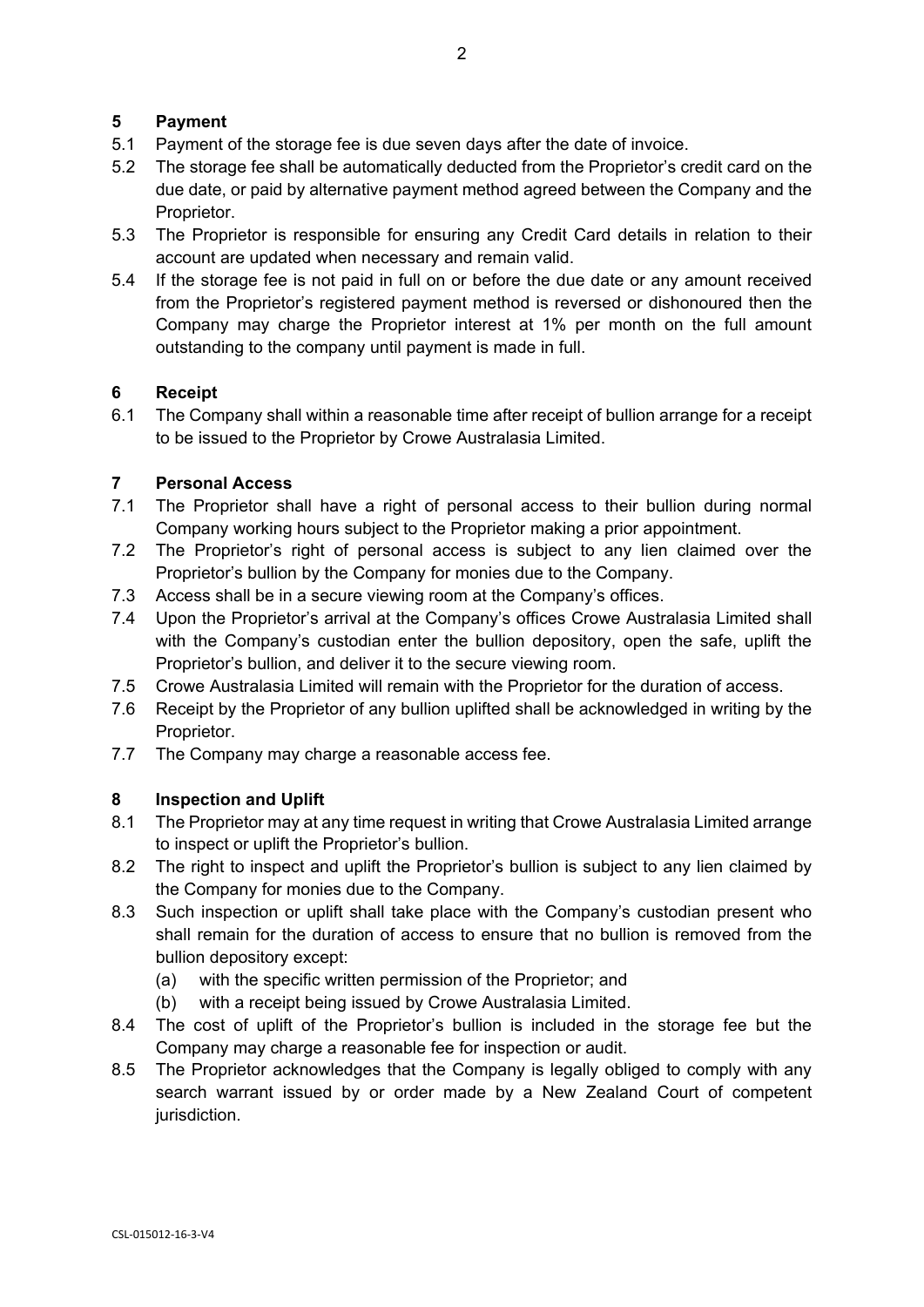## 5 Payment

5.1 Payment of the storage fee is due seven days after the date of invoice.

5.2 The storage fee shall be automatically deducted from the Proprietor's credit card on the due date, or paid by alternative payment method agreed between the Company and the Proprietor.

5.3 The Proprietor is responsible for ensuring any Credit Card details in relation to their account are updated when necessary and remain valid.

5.4 If the storage fee is not paid in full on or before the due date or any amount received from the Proprietor's registered payment method is reversed or dishonoured then the Company may charge the Proprietor interest at 1% per month on the full amount outstanding to the company until payment is made in full.

## 6 Receipt

6.1 The Company shall within a reasonable time after receipt of bullion arrange for a receipt to be issued to the Proprietor by Crowe Australasia Limited.

## 7 Personal Access

7.1 The Proprietor shall have a right of personal access to their bullion during normal Company working hours subject to the Proprietor making a prior appointment.

7.2 The Proprietor's right of personal access is subject to any lien claimed over the Proprietor's bullion by the Company for monies due to the Company.

7.3 Access shall be in a secure viewing room at the Company's offices.

7.4 Upon the Proprietor's arrival at the Company's offices Crowe Australasia Limited shall with the Company's custodian enter the bullion depository, open the safe, uplift the Proprietor's bullion, and deliver it to the secure viewing room.

7.5 Crowe Australasia Limited will remain with the Proprietor for the duration of access.

7.6 Receipt by the Proprietor of any bullion uplifted shall be acknowledged in writing by the Proprietor.

7.7 The Company may charge a reasonable access fee.

## 8 Inspection and Uplift

8.1 The Proprietor may at any time request in writing that Crowe Australasia Limited arrange to inspect or uplift the Proprietor's bullion.

8.2 The right to inspect and uplift the Proprietor's bullion is subject to any lien claimed by the Company for monies due to the Company.

8.3 Such inspection or uplift shall take place with the Company's custodian present who shall remain for the duration of access to ensure that no bullion is removed from the bullion depository except:

(a) with the specific written permission of the Proprietor; and

(b) with a receipt being issued by Crowe Australasia Limited.

8.4 The cost of uplift of the Proprietor's bullion is included in the storage fee but the Company may charge a reasonable fee for inspection or audit.

8.5 The Proprietor acknowledges that the Company is legally obliged to comply with any search warrant issued by or order made by a New Zealand Court of competent jurisdiction.

CSL-015012-16-3-V4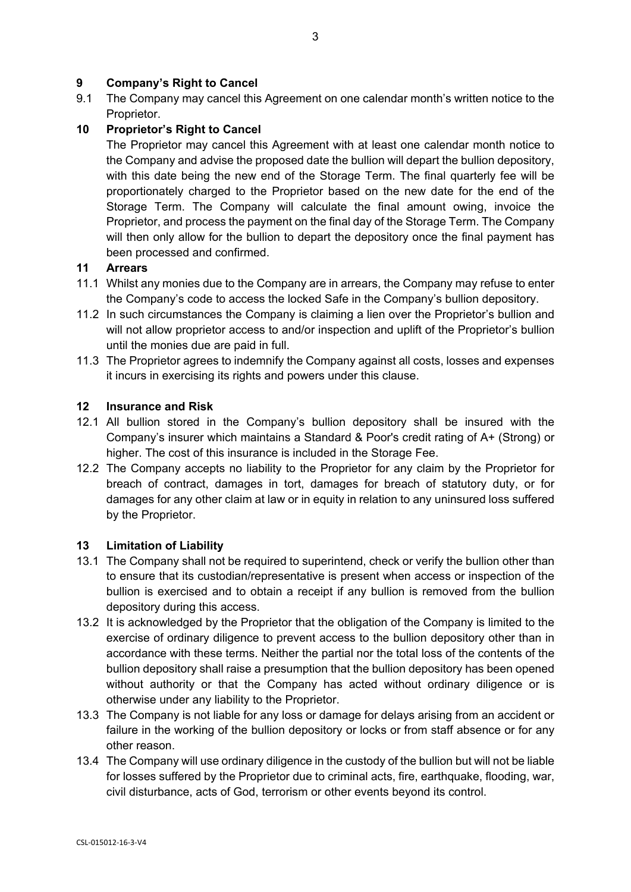## 9 Company's Right to Cancel

9.1 The Company may cancel this Agreement on one calendar month's written notice to the Proprietor.

## 10 Proprietor's Right to Cancel

The Proprietor may cancel this Agreement with at least one calendar month notice to the Company and advise the proposed date the bullion will depart the bullion depository, with this date being the new end of the Storage Term. The final quarterly fee will be proportionately charged to the Proprietor based on the new date for the end of the Storage Term. The Company will calculate the final amount owing, invoice the Proprietor, and process the payment on the final day of the Storage Term. The Company will then only allow for the bullion to depart the depository once the final payment has been processed and confirmed.

## 11 Arrears

11.1 Whilst any monies due to the Company are in arrears, the Company may refuse to enter the Company's code to access the locked Safe in the Company's bullion depository.

11.2 In such circumstances the Company is claiming a lien over the Proprietor's bullion and will not allow proprietor access to and/or inspection and uplift of the Proprietor's bullion until the monies due are paid in full.

11.3 The Proprietor agrees to indemnify the Company against all costs, losses and expenses it incurs in exercising its rights and powers under this clause.

## 12 Insurance and Risk

12.1 All bullion stored in the Company's bullion depository shall be insured with the Company's insurer which maintains a Standard & Poor's credit rating of A+ (Strong) or higher. The cost of this insurance is included in the Storage Fee.

12.2 The Company accepts no liability to the Proprietor for any claim by the Proprietor for breach of contract, damages in tort, damages for breach of statutory duty, or for damages for any other claim at law or in equity in relation to any uninsured loss suffered by the Proprietor.

## 13 Limitation of Liability

13.1 The Company shall not be required to superintend, check or verify the bullion other than to ensure that its custodian/representative is present when access or inspection of the bullion is exercised and to obtain a receipt if any bullion is removed from the bullion depository during this access.

13.2 It is acknowledged by the Proprietor that the obligation of the Company is limited to the exercise of ordinary diligence to prevent access to the bullion depository other than in accordance with these terms. Neither the partial nor the total loss of the contents of the bullion depository shall raise a presumption that the bullion depository has been opened without authority or that the Company has acted without ordinary diligence or is otherwise under any liability to the Proprietor.

13.3 The Company is not liable for any loss or damage for delays arising from an accident or failure in the working of the bullion depository or locks or from staff absence or for any other reason.

13.4 The Company will use ordinary diligence in the custody of the bullion but will not be liable for losses suffered by the Proprietor due to criminal acts, fire, earthquake, flooding, war, civil disturbance, acts of God, terrorism or other events beyond its control.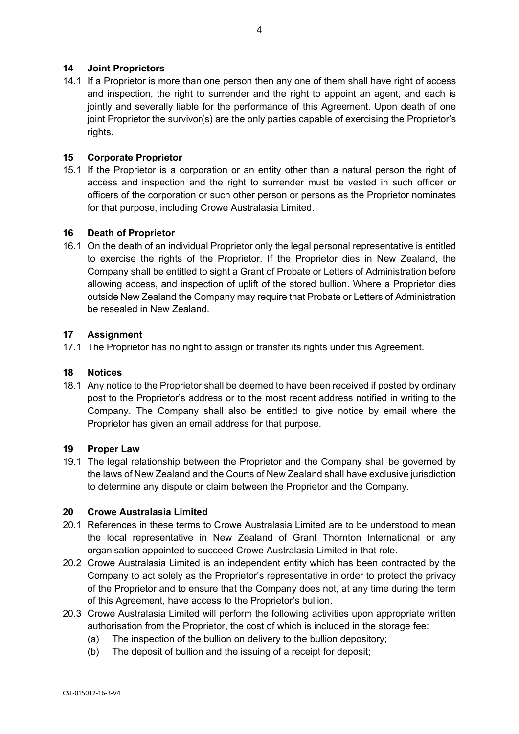## 14 Joint Proprietors

14.1 If a Proprietor is more than one person then any one of them shall have right of access and inspection, the right to surrender and the right to appoint an agent, and each is jointly and severally liable for the performance of this Agreement. Upon death of one joint Proprietor the survivor(s) are the only parties capable of exercising the Proprietor's rights.

## 15 Corporate Proprietor

15.1 If the Proprietor is a corporation or an entity other than a natural person the right of access and inspection and the right to surrender must be vested in such officer or officers of the corporation or such other person or persons as the Proprietor nominates for that purpose, including Crowe Australasia Limited.

## 16 Death of Proprietor

16.1 On the death of an individual Proprietor only the legal personal representative is entitled to exercise the rights of the Proprietor. If the Proprietor dies in New Zealand, the Company shall be entitled to sight a Grant of Probate or Letters of Administration before allowing access, and inspection of uplift of the stored bullion. Where a Proprietor dies outside New Zealand the Company may require that Probate or Letters of Administration be resealed in New Zealand.

## 17 Assignment

17.1 The Proprietor has no right to assign or transfer its rights under this Agreement.

## 18 Notices

18.1 Any notice to the Proprietor shall be deemed to have been received if posted by ordinary post to the Proprietor's address or to the most recent address notified in writing to the Company. The Company shall also be entitled to give notice by email where the Proprietor has given an email address for that purpose.

## 19 Proper Law

19.1 The legal relationship between the Proprietor and the Company shall be governed by the laws of New Zealand and the Courts of New Zealand shall have exclusive jurisdiction to determine any dispute or claim between the Proprietor and the Company.

## 20 Crowe Australasia Limited

20.1 References in these terms to Crowe Australasia Limited are to be understood to mean the local representative in New Zealand of Grant Thornton International or any organisation appointed to succeed Crowe Australasia Limited in that role.

20.2 Crowe Australasia Limited is an independent entity which has been contracted by the Company to act solely as the Proprietor's representative in order to protect the privacy of the Proprietor and to ensure that the Company does not, at any time during the term of this Agreement, have access to the Proprietor's bullion.

20.3 Crowe Australasia Limited will perform the following activities upon appropriate written authorisation from the Proprietor, the cost of which is included in the storage fee:

(a) The inspection of the bullion on delivery to the bullion depository;

(b) The deposit of bullion and the issuing of a receipt for deposit;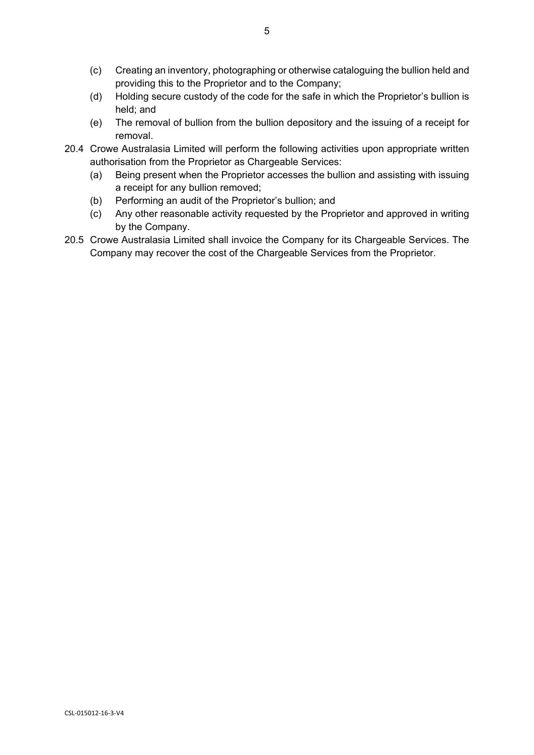(c) Creating an inventory, photographing or otherwise cataloguing the bullion held and providing this to the Proprietor and to the Company;

(d) Holding secure custody of the code for the safe in which the Proprietor's bullion is held; and

(e) The removal of bullion from the bullion depository and the issuing of a receipt for removal.

20.4 Crowe Australasia Limited will perform the following activities upon appropriate written authorisation from the Proprietor as Chargeable Services:

(a) Being present when the Proprietor accesses the bullion and assisting with issuing a receipt for any bullion removed;

(b) Performing an audit of the Proprietor's bullion; and

(c) Any other reasonable activity requested by the Proprietor and approved in writing by the Company.

20.5 Crowe Australasia Limited shall invoice the Company for its Chargeable Services. The Company may recover the cost of the Chargeable Services from the Proprietor.